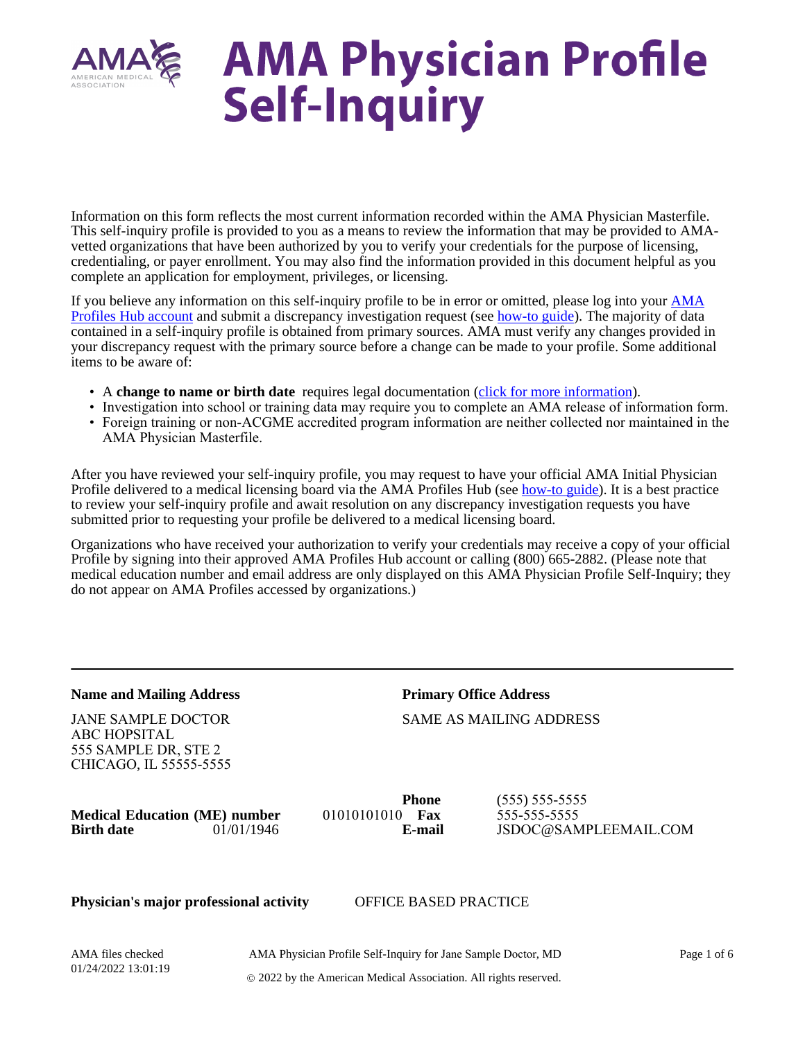# AMA Physician Profile Self-Inquiry

Information on this form reflects the most current information recorded within the AMA Physician Masterfile. This self-inquiry profile is provided to you as a means to review the information that may be provided to AMA-vetted organizations that have been authorized by you to verify your credentials for the purpose of licensing, credentialing, or payer enrollment. You may also find the information provided in this document helpful as you complete an application for employment, privileges, or licensing.

If you believe any information on this self-inquiry profile to be in error or omitted, please log into your AMA Profiles Hub account and submit a discrepancy investigation request (see how-to guide). The majority of data contained in a self-inquiry profile is obtained from primary sources. AMA must verify any changes provided in your discrepancy request with the primary source before a change can be made to your profile. Some additional items to be aware of:

- A **change to name or birth date** requires legal documentation (click for more information).
- Investigation into school or training data may require you to complete an AMA release of information form.
- Foreign training or non-ACGME accredited program information are neither collected nor maintained in the AMA Physician Masterfile.

After you have reviewed your self-inquiry profile, you may request to have your official AMA Initial Physician Profile delivered to a medical licensing board via the AMA Profiles Hub (see how-to guide). It is a best practice to review your self-inquiry profile and await resolution on any discrepancy investigation requests you have submitted prior to requesting your profile be delivered to a medical licensing board.

Organizations who have received your authorization to verify your credentials may receive a copy of your official Profile by signing into their approved AMA Profiles Hub account or calling (800) 665-2882. (Please note that medical education number and email address are only displayed on this AMA Physician Profile Self-Inquiry; they do not appear on AMA Profiles accessed by organizations.)

---

**Name and Mailing Address**

JANE SAMPLE DOCTOR
ABC HOPSITAL
555 SAMPLE DR, STE 2
CHICAGO, IL 55555-5555

**Primary Office Address**

SAME AS MAILING ADDRESS

**Medical Education (ME) number** 01010101010

**Birth date** 01/01/1946

**Phone** (555) 555-5555

**Fax** 555-555-5555

**E-mail** JSDOC@SAMPLEEMAIL.COM

**Physician's major professional activity** OFFICE BASED PRACTICE

AMA files checked
01/24/2022 13:01:19

AMA Physician Profile Self-Inquiry for Jane Sample Doctor, MD

© 2022 by the American Medical Association. All rights reserved.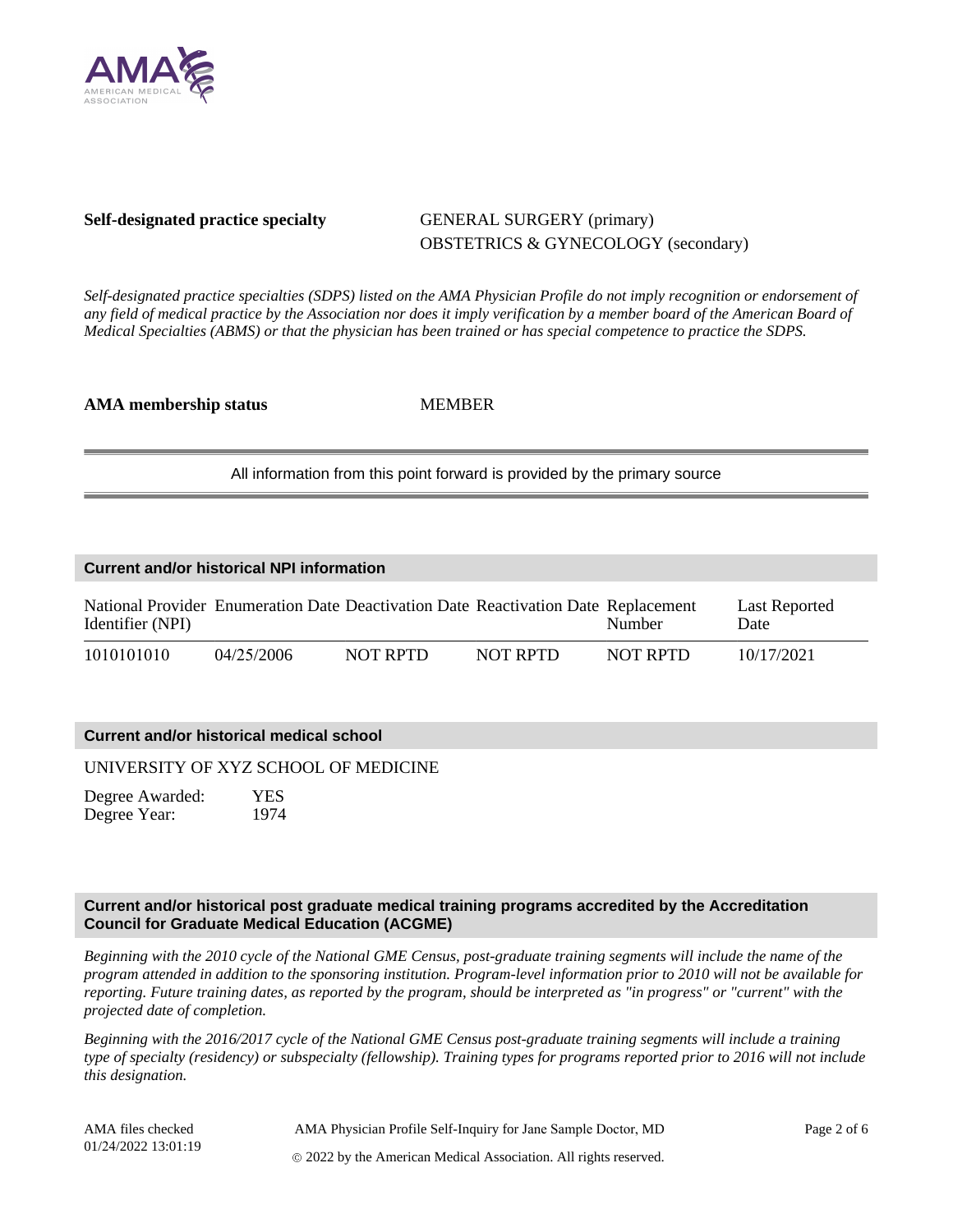**Self-designated practice specialty** GENERAL SURGERY (primary)
OBSTETRICS & GYNECOLOGY (secondary)

*Self-designated practice specialties (SDPS) listed on the AMA Physician Profile do not imply recognition or endorsement of any field of medical practice by the Association nor does it imply verification by a member board of the American Board of Medical Specialties (ABMS) or that the physician has been trained or has special competence to practice the SDPS.*

**AMA membership status** MEMBER

---

All information from this point forward is provided by the primary source

---

## Current and/or historical NPI information

| National Provider Identifier (NPI) | Enumeration Date | Deactivation Date | Reactivation Date | Replacement Number | Last Reported Date |
|---|---|---|---|---|---|
| 1010101010 | 04/25/2006 | NOT RPTD | NOT RPTD | NOT RPTD | 10/17/2021 |

## Current and/or historical medical school

UNIVERSITY OF XYZ SCHOOL OF MEDICINE

Degree Awarded: YES
Degree Year: 1974

## Current and/or historical post graduate medical training programs accredited by the Accreditation Council for Graduate Medical Education (ACGME)

*Beginning with the 2010 cycle of the National GME Census, post-graduate training segments will include the name of the program attended in addition to the sponsoring institution. Program-level information prior to 2010 will not be available for reporting. Future training dates, as reported by the program, should be interpreted as "in progress" or "current" with the projected date of completion.*

*Beginning with the 2016/2017 cycle of the National GME Census post-graduate training segments will include a training type of specialty (residency) or subspecialty (fellowship). Training types for programs reported prior to 2016 will not include this designation.*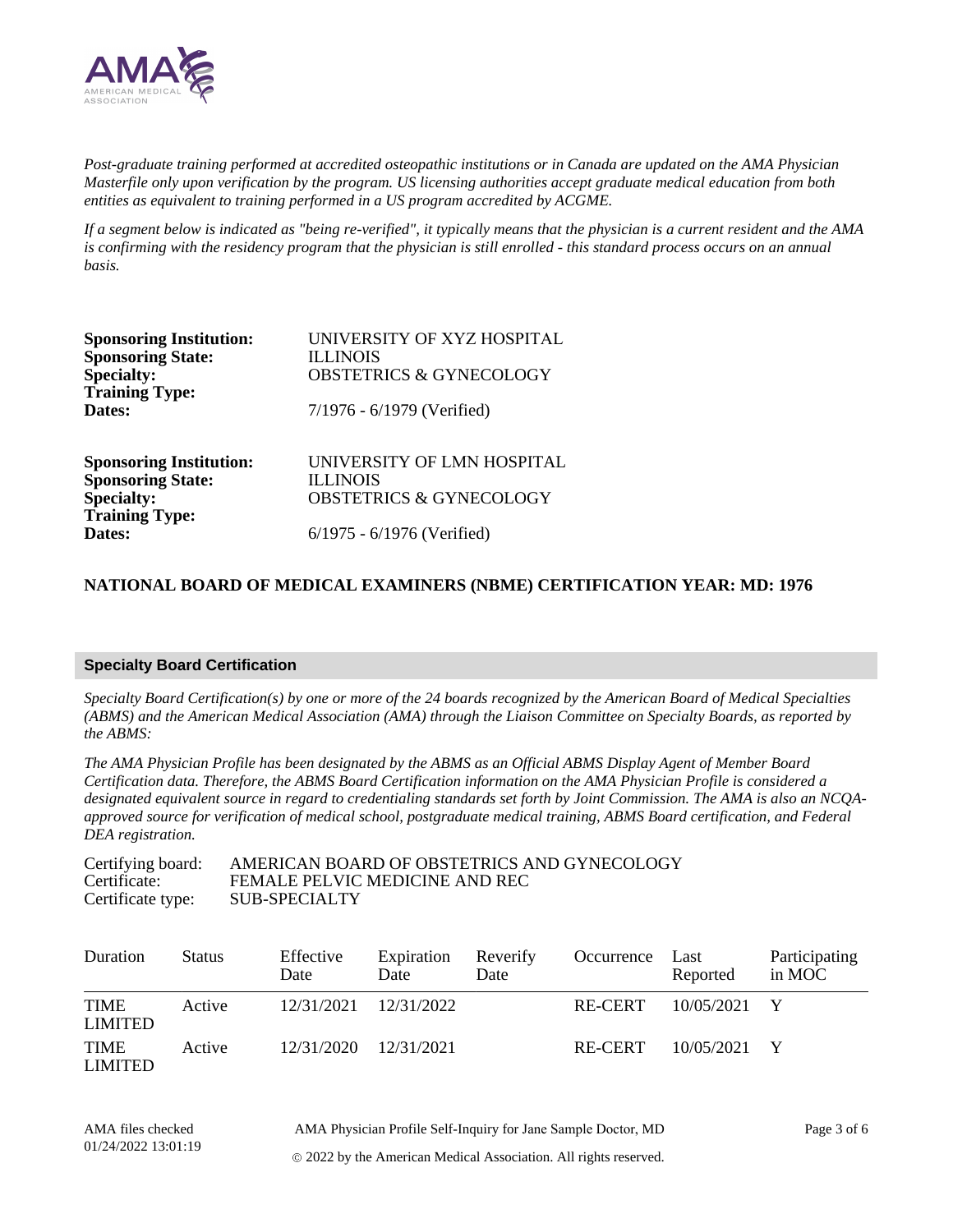*Post-graduate training performed at accredited osteopathic institutions or in Canada are updated on the AMA Physician Masterfile only upon verification by the program. US licensing authorities accept graduate medical education from both entities as equivalent to training performed in a US program accredited by ACGME.*

*If a segment below is indicated as "being re-verified", it typically means that the physician is a current resident and the AMA is confirming with the residency program that the physician is still enrolled - this standard process occurs on an annual basis.*

**Sponsoring Institution:** UNIVERSITY OF XYZ HOSPITAL
**Sponsoring State:** ILLINOIS
**Specialty:** OBSTETRICS & GYNECOLOGY
**Training Type:**
**Dates:** 7/1976 - 6/1979 (Verified)

**Sponsoring Institution:** UNIVERSITY OF LMN HOSPITAL
**Sponsoring State:** ILLINOIS
**Specialty:** OBSTETRICS & GYNECOLOGY
**Training Type:**
**Dates:** 6/1975 - 6/1976 (Verified)

**NATIONAL BOARD OF MEDICAL EXAMINERS (NBME) CERTIFICATION YEAR: MD: 1976**

## Specialty Board Certification

*Specialty Board Certification(s) by one or more of the 24 boards recognized by the American Board of Medical Specialties (ABMS) and the American Medical Association (AMA) through the Liaison Committee on Specialty Boards, as reported by the ABMS:*

*The AMA Physician Profile has been designated by the ABMS as an Official ABMS Display Agent of Member Board Certification data. Therefore, the ABMS Board Certification information on the AMA Physician Profile is considered a designated equivalent source in regard to credentialing standards set forth by Joint Commission. The AMA is also an NCQA-approved source for verification of medical school, postgraduate medical training, ABMS Board certification, and Federal DEA registration.*

Certifying board: AMERICAN BOARD OF OBSTETRICS AND GYNECOLOGY
Certificate: FEMALE PELVIC MEDICINE AND REC
Certificate type: SUB-SPECIALTY

| Duration | Status | Effective Date | Expiration Date | Reverify Date | Occurrence | Last Reported | Participating in MOC |
|---|---|---|---|---|---|---|---|
| TIME LIMITED | Active | 12/31/2021 | 12/31/2022 | | RE-CERT | 10/05/2021 | Y |
| TIME LIMITED | Active | 12/31/2020 | 12/31/2021 | | RE-CERT | 10/05/2021 | Y |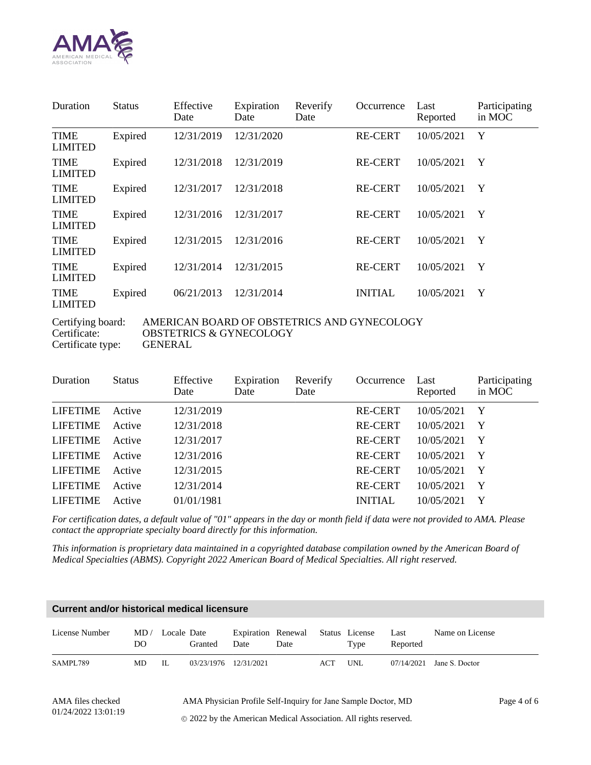| Duration | Status | Effective Date | Expiration Date | Reverify Date | Occurrence | Last Reported | Participating in MOC |
|---|---|---|---|---|---|---|---|
| TIME LIMITED | Expired | 12/31/2019 | 12/31/2020 | | RE-CERT | 10/05/2021 | Y |
| TIME LIMITED | Expired | 12/31/2018 | 12/31/2019 | | RE-CERT | 10/05/2021 | Y |
| TIME LIMITED | Expired | 12/31/2017 | 12/31/2018 | | RE-CERT | 10/05/2021 | Y |
| TIME LIMITED | Expired | 12/31/2016 | 12/31/2017 | | RE-CERT | 10/05/2021 | Y |
| TIME LIMITED | Expired | 12/31/2015 | 12/31/2016 | | RE-CERT | 10/05/2021 | Y |
| TIME LIMITED | Expired | 12/31/2014 | 12/31/2015 | | RE-CERT | 10/05/2021 | Y |
| TIME LIMITED | Expired | 06/21/2013 | 12/31/2014 | | INITIAL | 10/05/2021 | Y |

Certifying board: AMERICAN BOARD OF OBSTETRICS AND GYNECOLOGY
Certificate: OBSTETRICS & GYNECOLOGY
Certificate type: GENERAL

| Duration | Status | Effective Date | Expiration Date | Reverify Date | Occurrence | Last Reported | Participating in MOC |
|---|---|---|---|---|---|---|---|
| LIFETIME | Active | 12/31/2019 | | | RE-CERT | 10/05/2021 | Y |
| LIFETIME | Active | 12/31/2018 | | | RE-CERT | 10/05/2021 | Y |
| LIFETIME | Active | 12/31/2017 | | | RE-CERT | 10/05/2021 | Y |
| LIFETIME | Active | 12/31/2016 | | | RE-CERT | 10/05/2021 | Y |
| LIFETIME | Active | 12/31/2015 | | | RE-CERT | 10/05/2021 | Y |
| LIFETIME | Active | 12/31/2014 | | | RE-CERT | 10/05/2021 | Y |
| LIFETIME | Active | 01/01/1981 | | | INITIAL | 10/05/2021 | Y |

*For certification dates, a default value of "01" appears in the day or month field if data were not provided to AMA. Please contact the appropriate specialty board directly for this information.*

*This information is proprietary data maintained in a copyrighted database compilation owned by the American Board of Medical Specialties (ABMS). Copyright 2022 American Board of Medical Specialties. All right reserved.*

## Current and/or historical medical licensure

| License Number | MD / DO | Locale | Date Granted | Expiration Date | Renewal Date | Status | License Type | Last Reported | Name on License |
|---|---|---|---|---|---|---|---|---|---|
| SAMPL789 | MD | IL | 03/23/1976 | 12/31/2021 | | ACT | UNL | 07/14/2021 | Jane S. Doctor |

AMA files checked 01/24/2022 13:01:19

AMA Physician Profile Self-Inquiry for Jane Sample Doctor, MD

© 2022 by the American Medical Association. All rights reserved.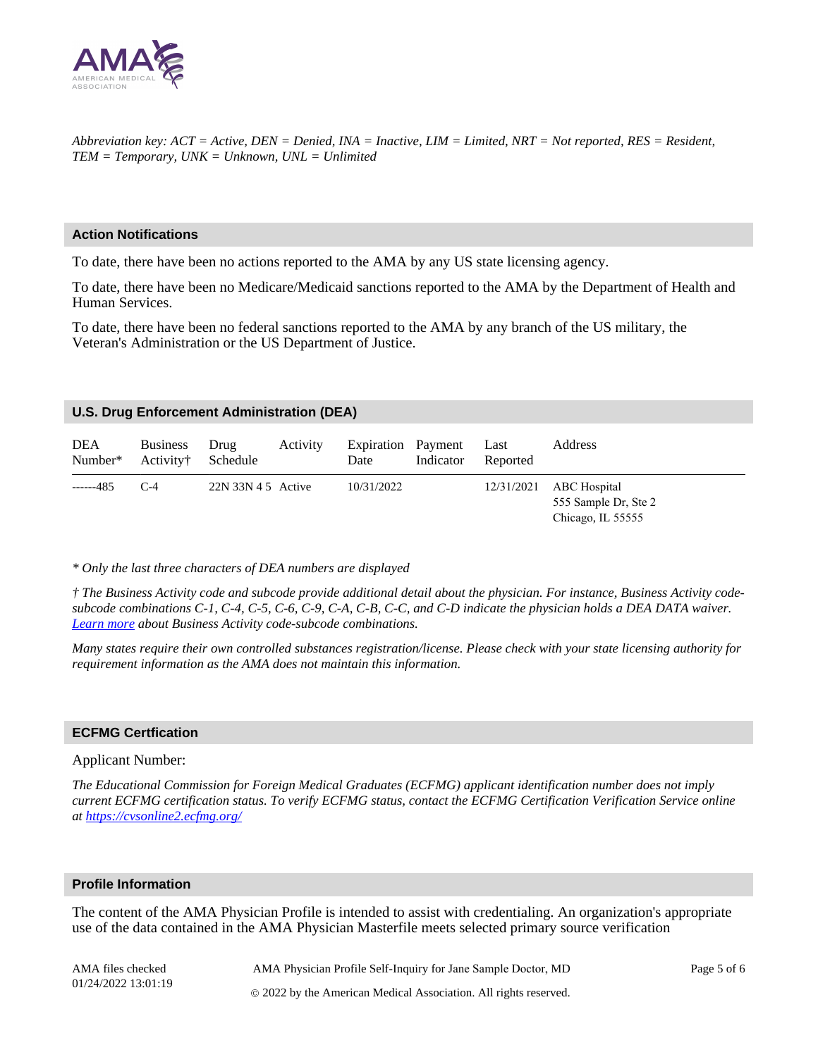*Abbreviation key: ACT = Active, DEN = Denied, INA = Inactive, LIM = Limited, NRT = Not reported, RES = Resident, TEM = Temporary, UNK = Unknown, UNL = Unlimited*

## Action Notifications

To date, there have been no actions reported to the AMA by any US state licensing agency.

To date, there have been no Medicare/Medicaid sanctions reported to the AMA by the Department of Health and Human Services.

To date, there have been no federal sanctions reported to the AMA by any branch of the US military, the Veteran's Administration or the US Department of Justice.

## U.S. Drug Enforcement Administration (DEA)

| DEA Number* | Business Activity† | Drug Schedule | Activity | Expiration Date | Payment Indicator | Last Reported | Address |
|---|---|---|---|---|---|---|---|
| ------485 | C-4 | 22N 33N 4 5 | Active | 10/31/2022 | | 12/31/2021 | ABC Hospital<br>555 Sample Dr, Ste 2<br>Chicago, IL 55555 |

*\* Only the last three characters of DEA numbers are displayed*

*† The Business Activity code and subcode provide additional detail about the physician. For instance, Business Activity code-subcode combinations C-1, C-4, C-5, C-6, C-9, C-A, C-B, C-C, and C-D indicate the physician holds a DEA DATA waiver. [Learn more](#) about Business Activity code-subcode combinations.*

*Many states require their own controlled substances registration/license. Please check with your state licensing authority for requirement information as the AMA does not maintain this information.*

## ECFMG Certfication

Applicant Number:

*The Educational Commission for Foreign Medical Graduates (ECFMG) applicant identification number does not imply current ECFMG certification status. To verify ECFMG status, contact the ECFMG Certification Verification Service online at [https://cvsonline2.ecfmg.org/](https://cvsonline2.ecfmg.org/)*

## Profile Information

The content of the AMA Physician Profile is intended to assist with credentialing. An organization's appropriate use of the data contained in the AMA Physician Masterfile meets selected primary source verification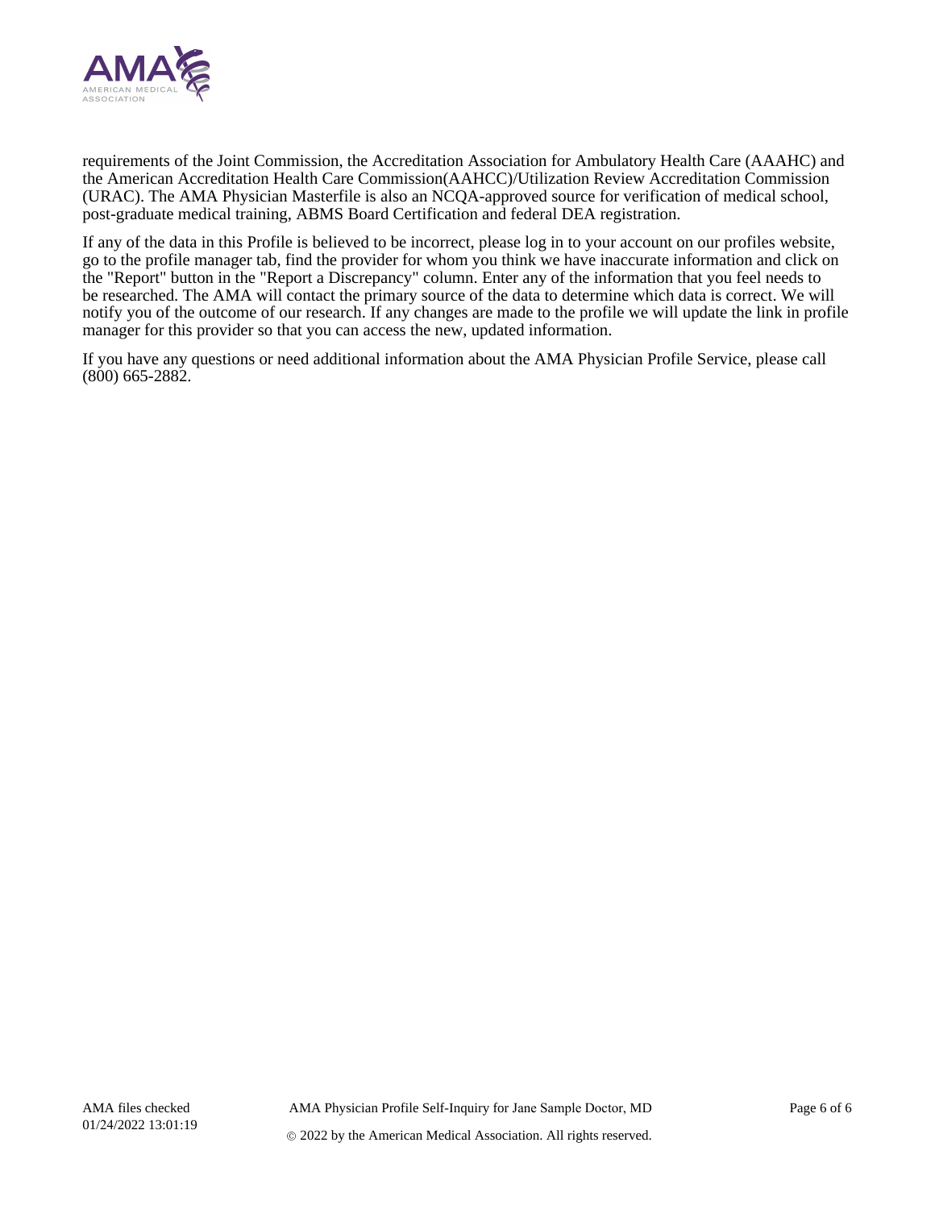requirements of the Joint Commission, the Accreditation Association for Ambulatory Health Care (AAAHC) and the American Accreditation Health Care Commission(AAHCC)/Utilization Review Accreditation Commission (URAC). The AMA Physician Masterfile is also an NCQA-approved source for verification of medical school, post-graduate medical training, ABMS Board Certification and federal DEA registration.

If any of the data in this Profile is believed to be incorrect, please log in to your account on our profiles website, go to the profile manager tab, find the provider for whom you think we have inaccurate information and click on the "Report" button in the "Report a Discrepancy" column. Enter any of the information that you feel needs to be researched. The AMA will contact the primary source of the data to determine which data is correct. We will notify you of the outcome of our research. If any changes are made to the profile we will update the link in profile manager for this provider so that you can access the new, updated information.

If you have any questions or need additional information about the AMA Physician Profile Service, please call (800) 665-2882.